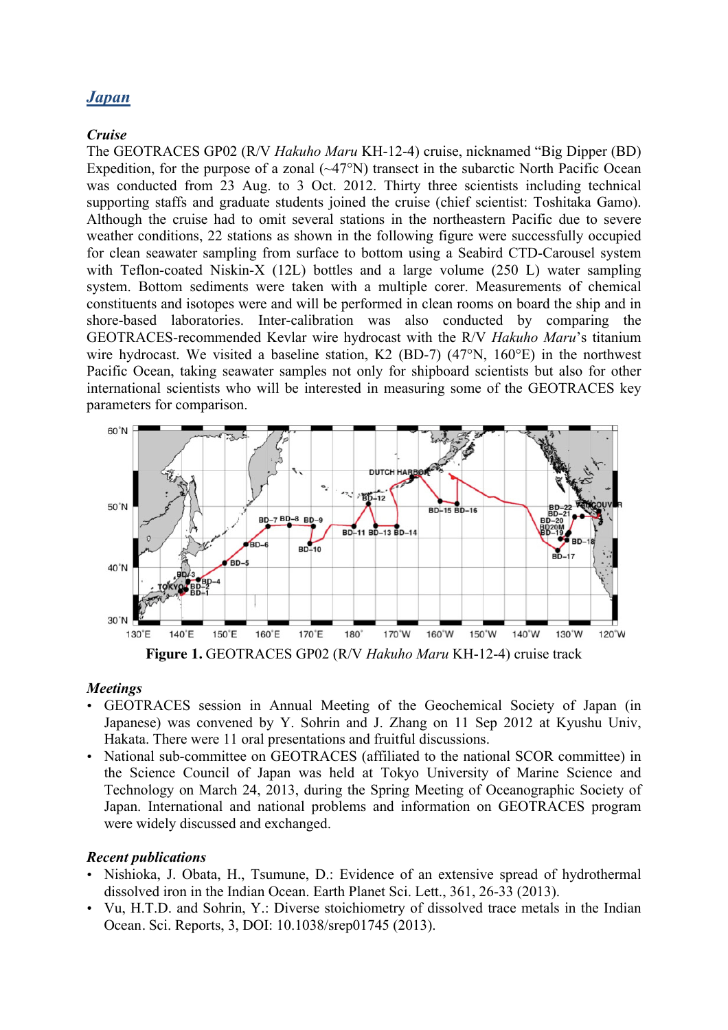## *Japan*

***Cruise***

The GEOTRACES GP02 (R/V *Hakuho Maru* KH-12-4) cruise, nicknamed "Big Dipper (BD) Expedition, for the purpose of a zonal (~47°N) transect in the subarctic North Pacific Ocean was conducted from 23 Aug. to 3 Oct. 2012. Thirty three scientists including technical supporting staffs and graduate students joined the cruise (chief scientist: Toshitaka Gamo). Although the cruise had to omit several stations in the northeastern Pacific due to severe weather conditions, 22 stations as shown in the following figure were successfully occupied for clean seawater sampling from surface to bottom using a Seabird CTD-Carousel system with Teflon-coated Niskin-X (12L) bottles and a large volume (250 L) water sampling system. Bottom sediments were taken with a multiple corer. Measurements of chemical constituents and isotopes were and will be performed in clean rooms on board the ship and in shore-based laboratories. Inter-calibration was also conducted by comparing the GEOTRACES-recommended Kevlar wire hydrocast with the R/V *Hakuho Maru*'s titanium wire hydrocast. We visited a baseline station, K2 (BD-7) (47°N, 160°E) in the northwest Pacific Ocean, taking seawater samples not only for shipboard scientists but also for other international scientists who will be interested in measuring some of the GEOTRACES key parameters for comparison.

**Figure 1.** GEOTRACES GP02 (R/V *Hakuho Maru* KH-12-4) cruise track

***Meetings***

- GEOTRACES session in Annual Meeting of the Geochemical Society of Japan (in Japanese) was convened by Y. Sohrin and J. Zhang on 11 Sep 2012 at Kyushu Univ, Hakata. There were 11 oral presentations and fruitful discussions.
- National sub-committee on GEOTRACES (affiliated to the national SCOR committee) in the Science Council of Japan was held at Tokyo University of Marine Science and Technology on March 24, 2013, during the Spring Meeting of Oceanographic Society of Japan. International and national problems and information on GEOTRACES program were widely discussed and exchanged.

***Recent publications***

- Nishioka, J. Obata, H., Tsumune, D.: Evidence of an extensive spread of hydrothermal dissolved iron in the Indian Ocean. Earth Planet Sci. Lett., 361, 26-33 (2013).
- Vu, H.T.D. and Sohrin, Y.: Diverse stoichiometry of dissolved trace metals in the Indian Ocean. Sci. Reports, 3, DOI: 10.1038/srep01745 (2013).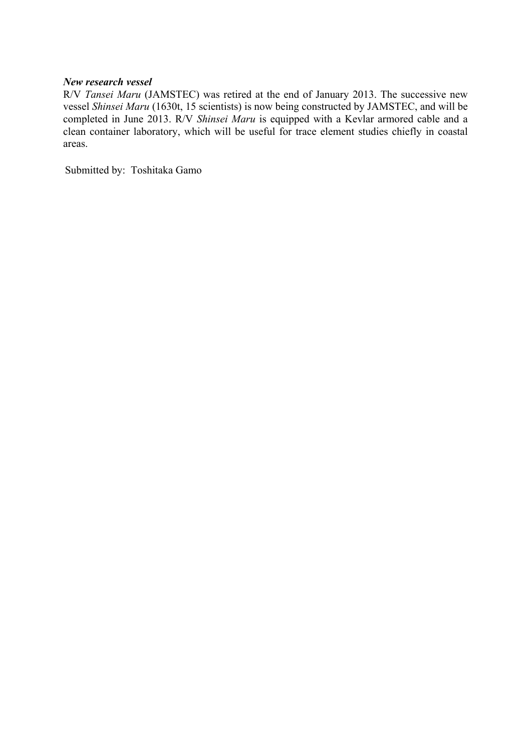***New research vessel***

R/V *Tansei Maru* (JAMSTEC) was retired at the end of January 2013. The successive new vessel *Shinsei Maru* (1630t, 15 scientists) is now being constructed by JAMSTEC, and will be completed in June 2013. R/V *Shinsei Maru* is equipped with a Kevlar armored cable and a clean container laboratory, which will be useful for trace element studies chiefly in coastal areas.

Submitted by: Toshitaka Gamo